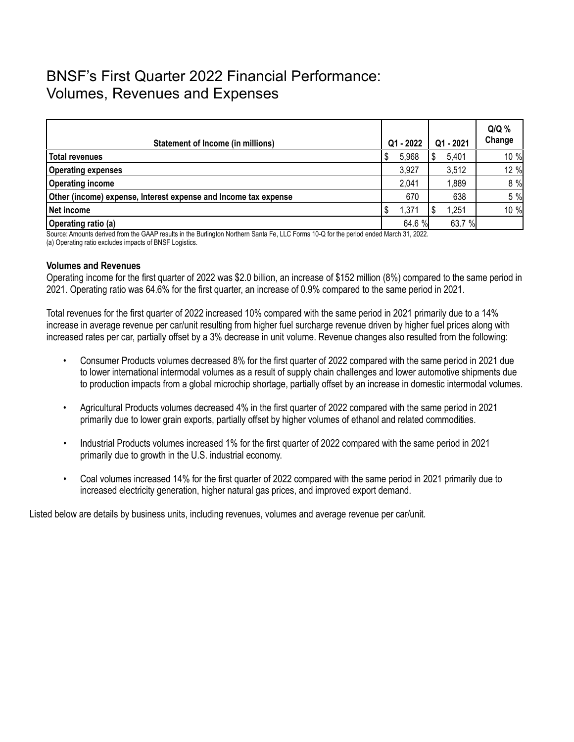# BNSF's First Quarter 2022 Financial Performance: Volumes, Revenues and Expenses

| Statement of Income (in millions) | Q1 - 2022 | Q1 - 2021 | Q/Q % Change |
|---|---|---|---|
| **Total revenues** | $ 5,968 | $ 5,401 | 10 % |
| **Operating expenses** | 3,927 | 3,512 | 12 % |
| **Operating income** | 2,041 | 1,889 | 8 % |
| **Other (income) expense, Interest expense and Income tax expense** | 670 | 638 | 5 % |
| **Net income** | $ 1,371 | $ 1,251 | 10 % |
| **Operating ratio (a)** | 64.6 % | 63.7 % | |

Source: Amounts derived from the GAAP results in the Burlington Northern Santa Fe, LLC Forms 10-Q for the period ended March 31, 2022.
(a) Operating ratio excludes impacts of BNSF Logistics.

**Volumes and Revenues**

Operating income for the first quarter of 2022 was $2.0 billion, an increase of $152 million (8%) compared to the same period in 2021. Operating ratio was 64.6% for the first quarter, an increase of 0.9% compared to the same period in 2021.

Total revenues for the first quarter of 2022 increased 10% compared with the same period in 2021 primarily due to a 14% increase in average revenue per car/unit resulting from higher fuel surcharge revenue driven by higher fuel prices along with increased rates per car, partially offset by a 3% decrease in unit volume. Revenue changes also resulted from the following:

- Consumer Products volumes decreased 8% for the first quarter of 2022 compared with the same period in 2021 due to lower international intermodal volumes as a result of supply chain challenges and lower automotive shipments due to production impacts from a global microchip shortage, partially offset by an increase in domestic intermodal volumes.
- Agricultural Products volumes decreased 4% in the first quarter of 2022 compared with the same period in 2021 primarily due to lower grain exports, partially offset by higher volumes of ethanol and related commodities.
- Industrial Products volumes increased 1% for the first quarter of 2022 compared with the same period in 2021 primarily due to growth in the U.S. industrial economy.
- Coal volumes increased 14% for the first quarter of 2022 compared with the same period in 2021 primarily due to increased electricity generation, higher natural gas prices, and improved export demand.

Listed below are details by business units, including revenues, volumes and average revenue per car/unit.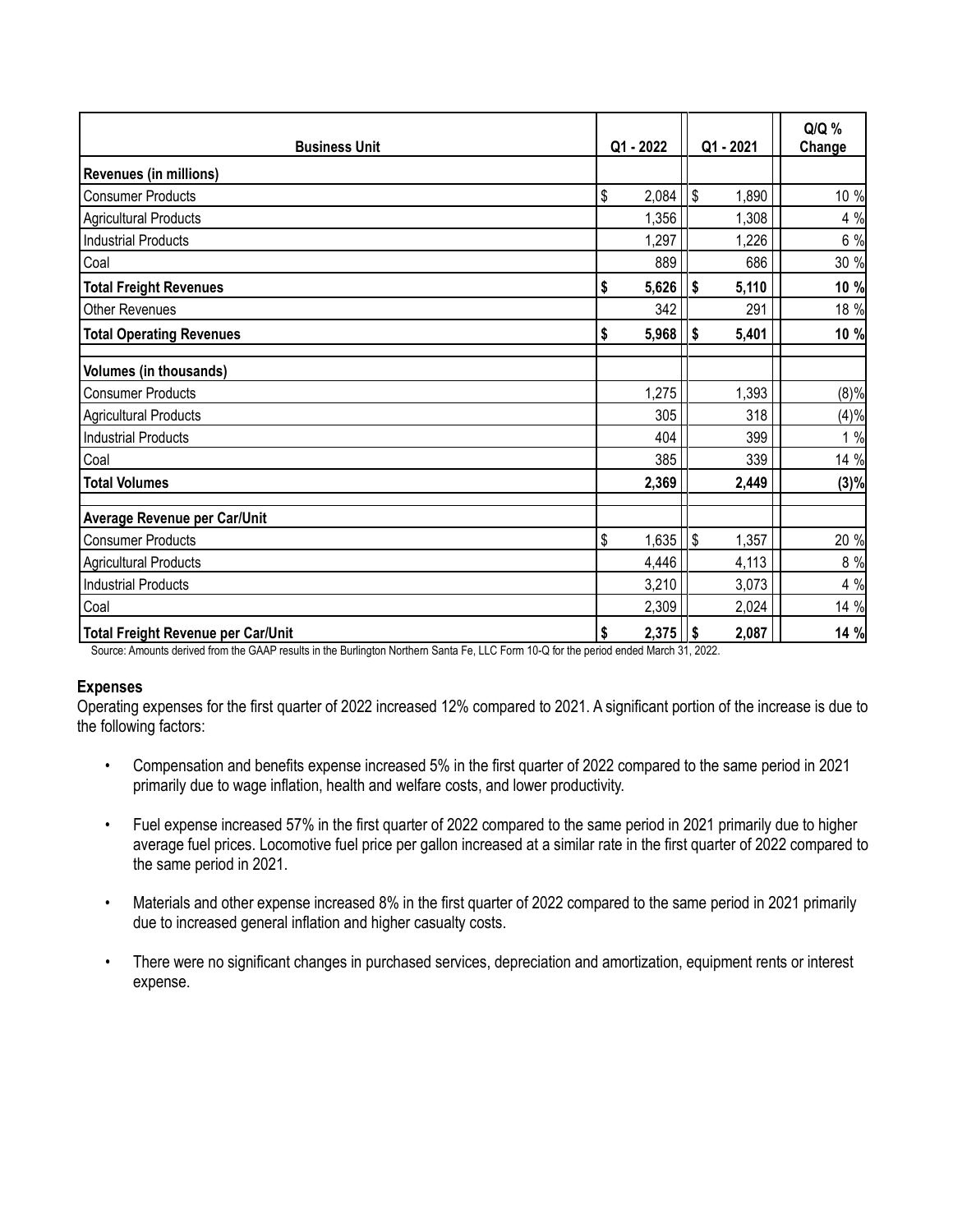| Business Unit | Q1 - 2022 | Q1 - 2021 | Q/Q % Change |
|---|---|---|---|
| **Revenues (in millions)** | | | |
| Consumer Products | $ 2,084 | $ 1,890 | 10 % |
| Agricultural Products | 1,356 | 1,308 | 4 % |
| Industrial Products | 1,297 | 1,226 | 6 % |
| Coal | 889 | 686 | 30 % |
| **Total Freight Revenues** | **$ 5,626** | **$ 5,110** | **10 %** |
| Other Revenues | 342 | 291 | 18 % |
| **Total Operating Revenues** | **$ 5,968** | **$ 5,401** | **10 %** |
| | | | |
| **Volumes (in thousands)** | | | |
| Consumer Products | 1,275 | 1,393 | (8)% |
| Agricultural Products | 305 | 318 | (4)% |
| Industrial Products | 404 | 399 | 1 % |
| Coal | 385 | 339 | 14 % |
| **Total Volumes** | **2,369** | **2,449** | **(3)%** |
| | | | |
| **Average Revenue per Car/Unit** | | | |
| Consumer Products | $ 1,635 | $ 1,357 | 20 % |
| Agricultural Products | 4,446 | 4,113 | 8 % |
| Industrial Products | 3,210 | 3,073 | 4 % |
| Coal | 2,309 | 2,024 | 14 % |
| **Total Freight Revenue per Car/Unit** | **$ 2,375** | **$ 2,087** | **14 %** |

Source: Amounts derived from the GAAP results in the Burlington Northern Santa Fe, LLC Form 10-Q for the period ended March 31, 2022.

### Expenses

Operating expenses for the first quarter of 2022 increased 12% compared to 2021. A significant portion of the increase is due to the following factors:

- Compensation and benefits expense increased 5% in the first quarter of 2022 compared to the same period in 2021 primarily due to wage inflation, health and welfare costs, and lower productivity.
- Fuel expense increased 57% in the first quarter of 2022 compared to the same period in 2021 primarily due to higher average fuel prices. Locomotive fuel price per gallon increased at a similar rate in the first quarter of 2022 compared to the same period in 2021.
- Materials and other expense increased 8% in the first quarter of 2022 compared to the same period in 2021 primarily due to increased general inflation and higher casualty costs.
- There were no significant changes in purchased services, depreciation and amortization, equipment rents or interest expense.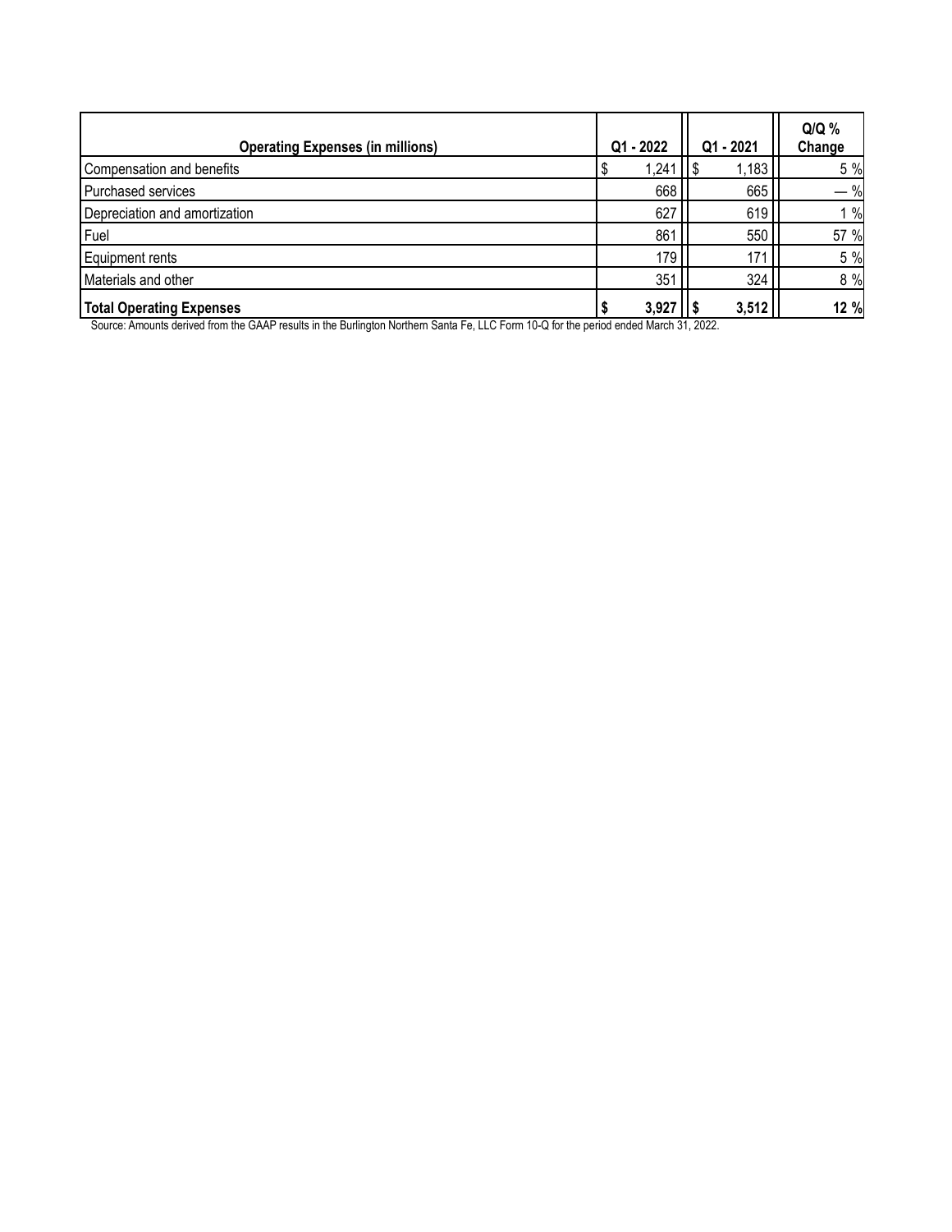| Operating Expenses (in millions) | Q1 - 2022 | Q1 - 2021 | Q/Q % Change |
|---|---|---|---|
| Compensation and benefits | $ 1,241 | $ 1,183 | 5 % |
| Purchased services | 668 | 665 | — % |
| Depreciation and amortization | 627 | 619 | 1 % |
| Fuel | 861 | 550 | 57 % |
| Equipment rents | 179 | 171 | 5 % |
| Materials and other | 351 | 324 | 8 % |
| **Total Operating Expenses** | **$ 3,927** | **$ 3,512** | **12 %** |

Source: Amounts derived from the GAAP results in the Burlington Northern Santa Fe, LLC Form 10-Q for the period ended March 31, 2022.